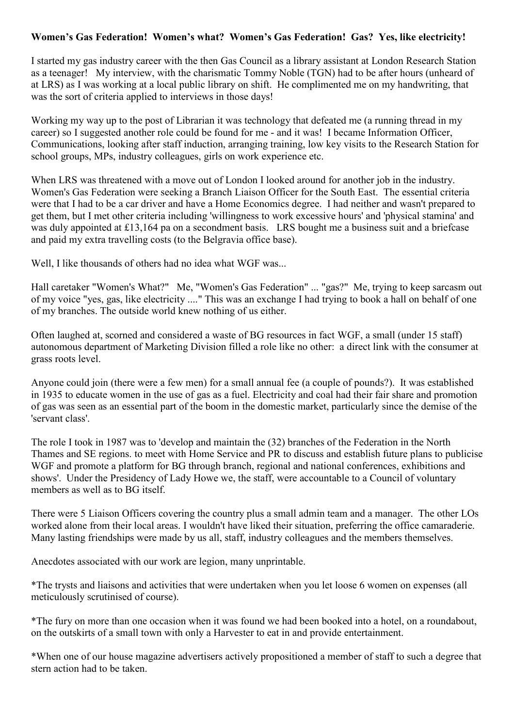**Women's Gas Federation! Women's what? Women's Gas Federation! Gas? Yes, like electricity!**

I started my gas industry career with the then Gas Council as a library assistant at London Research Station as a teenager! My interview, with the charismatic Tommy Noble (TGN) had to be after hours (unheard of at LRS) as I was working at a local public library on shift. He complimented me on my handwriting, that was the sort of criteria applied to interviews in those days!

Working my way up to the post of Librarian it was technology that defeated me (a running thread in my career) so I suggested another role could be found for me - and it was! I became Information Officer, Communications, looking after staff induction, arranging training, low key visits to the Research Station for school groups, MPs, industry colleagues, girls on work experience etc.

When LRS was threatened with a move out of London I looked around for another job in the industry. Women's Gas Federation were seeking a Branch Liaison Officer for the South East. The essential criteria were that I had to be a car driver and have a Home Economics degree. I had neither and wasn't prepared to get them, but I met other criteria including 'willingness to work excessive hours' and 'physical stamina' and was duly appointed at £13,164 pa on a secondment basis. LRS bought me a business suit and a briefcase and paid my extra travelling costs (to the Belgravia office base).

Well, I like thousands of others had no idea what WGF was...

Hall caretaker "Women's What?" Me, "Women's Gas Federation" ... "gas?" Me, trying to keep sarcasm out of my voice "yes, gas, like electricity ...." This was an exchange I had trying to book a hall on behalf of one of my branches. The outside world knew nothing of us either.

Often laughed at, scorned and considered a waste of BG resources in fact WGF, a small (under 15 staff) autonomous department of Marketing Division filled a role like no other: a direct link with the consumer at grass roots level.

Anyone could join (there were a few men) for a small annual fee (a couple of pounds?). It was established in 1935 to educate women in the use of gas as a fuel. Electricity and coal had their fair share and promotion of gas was seen as an essential part of the boom in the domestic market, particularly since the demise of the 'servant class'.

The role I took in 1987 was to 'develop and maintain the (32) branches of the Federation in the North Thames and SE regions. to meet with Home Service and PR to discuss and establish future plans to publicise WGF and promote a platform for BG through branch, regional and national conferences, exhibitions and shows'. Under the Presidency of Lady Howe we, the staff, were accountable to a Council of voluntary members as well as to BG itself.

There were 5 Liaison Officers covering the country plus a small admin team and a manager. The other LOs worked alone from their local areas. I wouldn't have liked their situation, preferring the office camaraderie. Many lasting friendships were made by us all, staff, industry colleagues and the members themselves.

Anecdotes associated with our work are legion, many unprintable.

*The trysts and liaisons and activities that were undertaken when you let loose 6 women on expenses (all meticulously scrutinised of course).

*The fury on more than one occasion when it was found we had been booked into a hotel, on a roundabout, on the outskirts of a small town with only a Harvester to eat in and provide entertainment.

*When one of our house magazine advertisers actively propositioned a member of staff to such a degree that stern action had to be taken.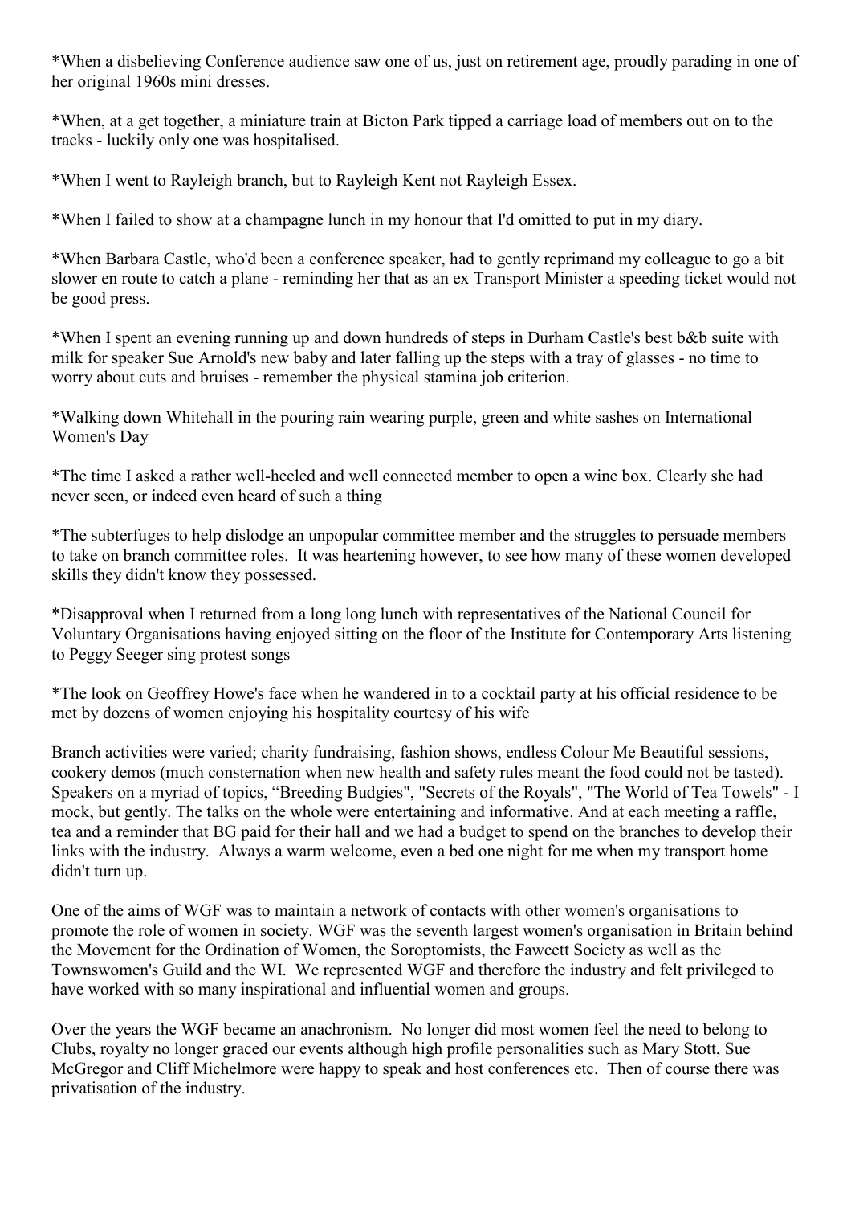*When a disbelieving Conference audience saw one of us, just on retirement age, proudly parading in one of her original 1960s mini dresses.

*When, at a get together, a miniature train at Bicton Park tipped a carriage load of members out on to the tracks - luckily only one was hospitalised.

*When I went to Rayleigh branch, but to Rayleigh Kent not Rayleigh Essex.

*When I failed to show at a champagne lunch in my honour that I'd omitted to put in my diary.

*When Barbara Castle, who'd been a conference speaker, had to gently reprimand my colleague to go a bit slower en route to catch a plane - reminding her that as an ex Transport Minister a speeding ticket would not be good press.

*When I spent an evening running up and down hundreds of steps in Durham Castle's best b&b suite with milk for speaker Sue Arnold's new baby and later falling up the steps with a tray of glasses - no time to worry about cuts and bruises - remember the physical stamina job criterion.

*Walking down Whitehall in the pouring rain wearing purple, green and white sashes on International Women's Day

*The time I asked a rather well-heeled and well connected member to open a wine box. Clearly she had never seen, or indeed even heard of such a thing

*The subterfuges to help dislodge an unpopular committee member and the struggles to persuade members to take on branch committee roles. It was heartening however, to see how many of these women developed skills they didn't know they possessed.

*Disapproval when I returned from a long long lunch with representatives of the National Council for Voluntary Organisations having enjoyed sitting on the floor of the Institute for Contemporary Arts listening to Peggy Seeger sing protest songs

*The look on Geoffrey Howe's face when he wandered in to a cocktail party at his official residence to be met by dozens of women enjoying his hospitality courtesy of his wife

Branch activities were varied; charity fundraising, fashion shows, endless Colour Me Beautiful sessions, cookery demos (much consternation when new health and safety rules meant the food could not be tasted). Speakers on a myriad of topics, "Breeding Budgies", "Secrets of the Royals", "The World of Tea Towels" - I mock, but gently. The talks on the whole were entertaining and informative. And at each meeting a raffle, tea and a reminder that BG paid for their hall and we had a budget to spend on the branches to develop their links with the industry. Always a warm welcome, even a bed one night for me when my transport home didn't turn up.

One of the aims of WGF was to maintain a network of contacts with other women's organisations to promote the role of women in society. WGF was the seventh largest women's organisation in Britain behind the Movement for the Ordination of Women, the Soroptomists, the Fawcett Society as well as the Townswomen's Guild and the WI. We represented WGF and therefore the industry and felt privileged to have worked with so many inspirational and influential women and groups.

Over the years the WGF became an anachronism. No longer did most women feel the need to belong to Clubs, royalty no longer graced our events although high profile personalities such as Mary Stott, Sue McGregor and Cliff Michelmore were happy to speak and host conferences etc. Then of course there was privatisation of the industry.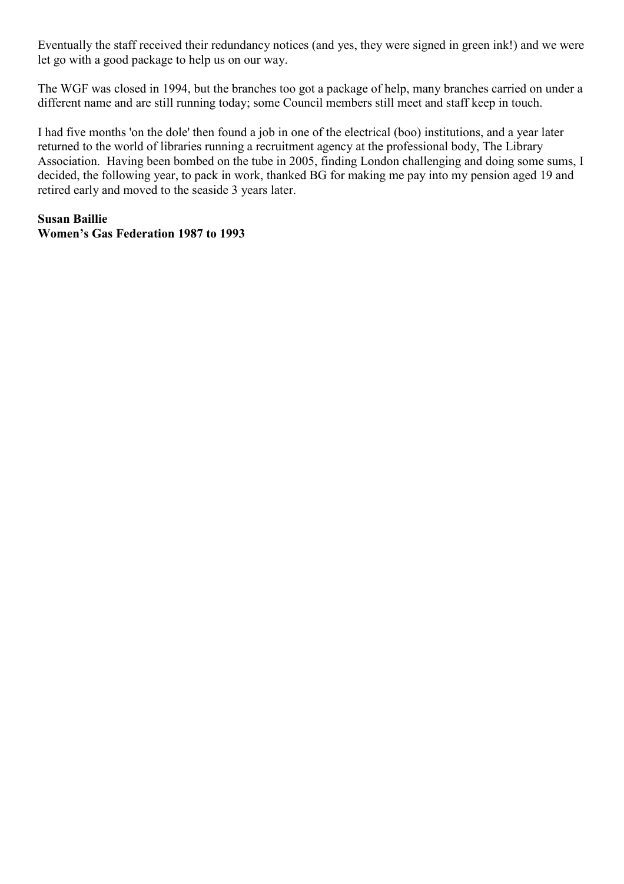Eventually the staff received their redundancy notices (and yes, they were signed in green ink!) and we were let go with a good package to help us on our way.

The WGF was closed in 1994, but the branches too got a package of help, many branches carried on under a different name and are still running today; some Council members still meet and staff keep in touch.

I had five months 'on the dole' then found a job in one of the electrical (boo) institutions, and a year later returned to the world of libraries running a recruitment agency at the professional body, The Library Association. Having been bombed on the tube in 2005, finding London challenging and doing some sums, I decided, the following year, to pack in work, thanked BG for making me pay into my pension aged 19 and retired early and moved to the seaside 3 years later.

**Susan Baillie**
**Women's Gas Federation 1987 to 1993**